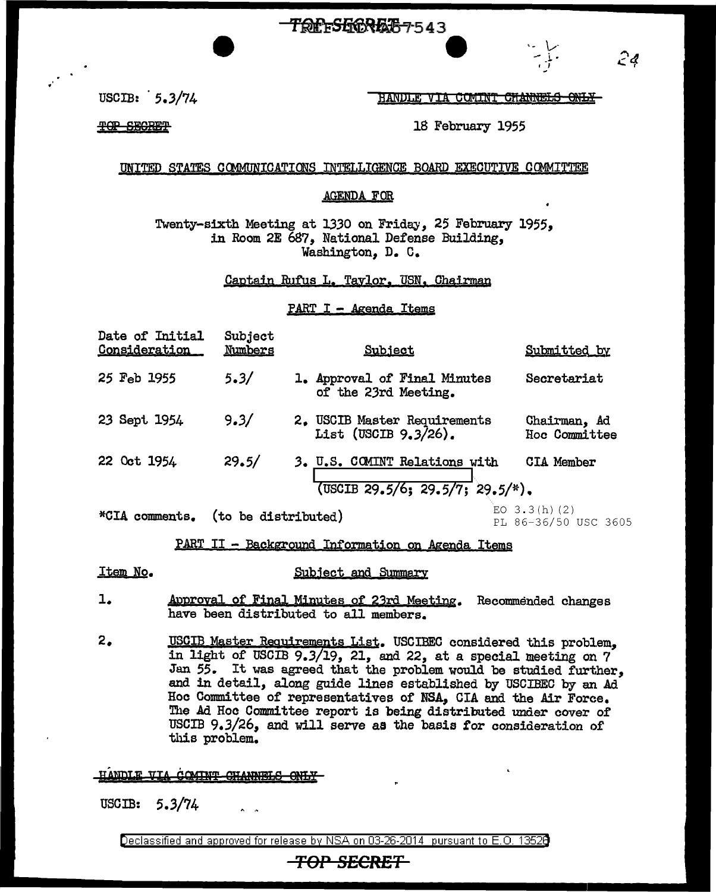TOP SECRET

USCIB: 5.3/74

~~HANDLE VIA COMINT CHANNELS ONLY~~

~~TOP SECRET~~

18 February 1955

UNITED STATES COMMUNICATIONS INTELLIGENCE BOARD EXECUTIVE COMMITTEE

AGENDA FOR

Twenty-sixth Meeting at 1330 on Friday, 25 February 1955, in Room 2E 687, National Defense Building, Washington, D. C.

Captain Rufus L. Taylor, USN, Chairman

PART I - Agenda Items

| Date of Initial Consideration | Subject Numbers | Subject | Submitted by |
|---|---|---|---|
| 25 Feb 1955 | 5.3/ | 1. Approval of Final Minutes of the 23rd Meeting. | Secretariat |
| 23 Sept 1954 | 9.3/ | 2. USCIB Master Requirements List (USCIB 9.3/26). | Chairman, Ad Hoc Committee |
| 22 Oct 1954 | 29.5/ | 3. U.S. COMINT Relations with [redacted] (USCIB 29.5/6; 29.5/7; 29.5/*). | CIA Member |

*CIA comments. (to be distributed)

EO 3.3(h)(2)
PL 86-36/50 USC 3605

PART II - Background Information on Agenda Items

| Item No. | Subject and Summary |
|---|---|
| 1. | Approval of Final Minutes of 23rd Meeting. Recommended changes have been distributed to all members. |
| 2. | USCIB Master Requirements List. USCIBEC considered this problem, in light of USCIB 9.3/19, 21, and 22, at a special meeting on 7 Jan 55. It was agreed that the problem would be studied further, and in detail, along guide lines established by USCIBEC by an Ad Hoc Committee of representatives of NSA, CIA and the Air Force. The Ad Hoc Committee report is being distributed under cover of USCIB 9.3/26, and will serve as the basis for consideration of this problem. |

~~HANDLE VIA COMINT CHANNELS ONLY~~

USCIB: 5.3/74

Declassified and approved for release by NSA on 03-26-2014 pursuant to E.O. 13526

~~TOP SECRET~~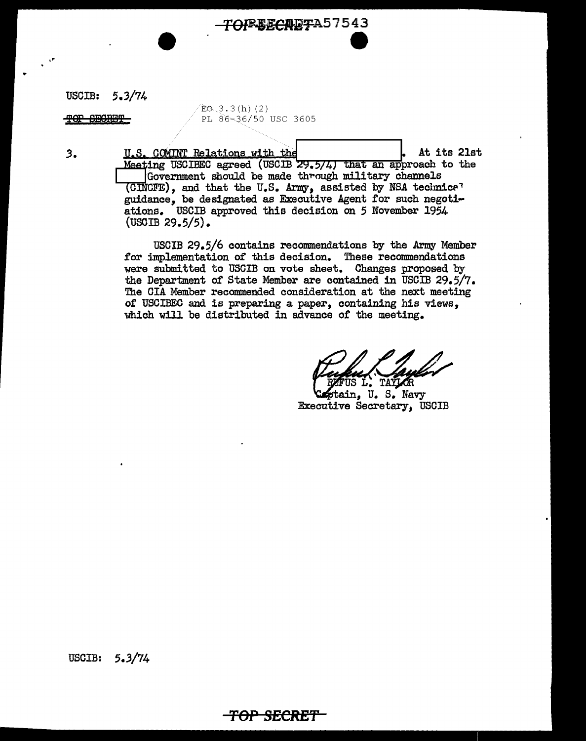USCIB: 5.3/74

TOP SECRET

EO 3.3(h)(2)
PL 86-36/50 USC 3605

3. U.S. COMINT Relations with the [REDACTED]. At its 21st Meeting USCIBEC agreed (USCIB 29.5/4) that an approach to the [REDACTED] Government should be made through military channels (CINCFE), and that the U.S. Army, assisted by NSA technical guidance, be designated as Executive Agent for such negotiations. USCIB approved this decision on 5 November 1954 (USCIB 29.5/5).

USCIB 29.5/6 contains recommendations by the Army Member for implementation of this decision. These recommendations were submitted to USCIB on vote sheet. Changes proposed by the Department of State Member are contained in USCIB 29.5/7. The CIA Member recommended consideration at the next meeting of USCIBEC and is preparing a paper, containing his views, which will be distributed in advance of the meeting.

RUFUS L. TAYLOR
Captain, U. S. Navy
Executive Secretary, USCIB

USCIB: 5.3/74

TOP SECRET